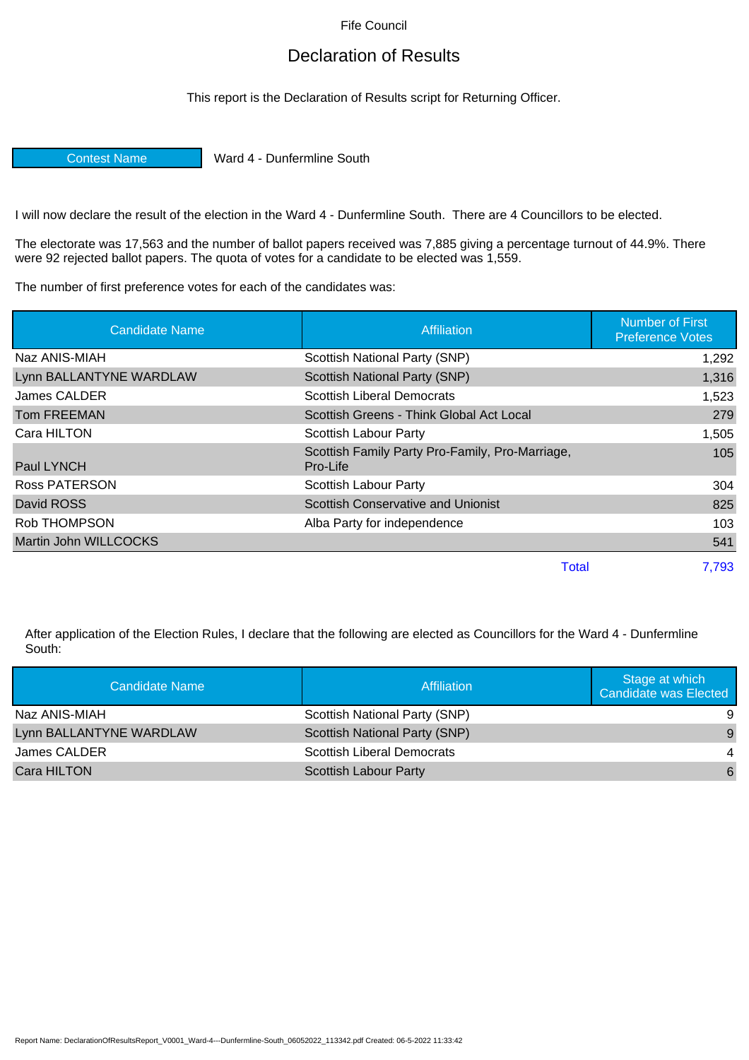Fife Council

# Declaration of Results

This report is the Declaration of Results script for Returning Officer.

| Contest Name | Ward 4 - Dunfermline South |
|---|---|

I will now declare the result of the election in the Ward 4 - Dunfermline South. There are 4 Councillors to be elected.

The electorate was 17,563 and the number of ballot papers received was 7,885 giving a percentage turnout of 44.9%. There were 92 rejected ballot papers. The quota of votes for a candidate to be elected was 1,559.

The number of first preference votes for each of the candidates was:

| Candidate Name | Affiliation | Number of First Preference Votes |
|---|---|---|
| Naz ANIS-MIAH | Scottish National Party (SNP) | 1,292 |
| Lynn BALLANTYNE WARDLAW | Scottish National Party (SNP) | 1,316 |
| James CALDER | Scottish Liberal Democrats | 1,523 |
| Tom FREEMAN | Scottish Greens - Think Global Act Local | 279 |
| Cara HILTON | Scottish Labour Party | 1,505 |
| Paul LYNCH | Scottish Family Party Pro-Family, Pro-Marriage, Pro-Life | 105 |
| Ross PATERSON | Scottish Labour Party | 304 |
| David ROSS | Scottish Conservative and Unionist | 825 |
| Rob THOMPSON | Alba Party for independence | 103 |
| Martin John WILLCOCKS | | 541 |
| | Total | 7,793 |

After application of the Election Rules, I declare that the following are elected as Councillors for the Ward 4 - Dunfermline South:

| Candidate Name | Affiliation | Stage at which Candidate was Elected |
|---|---|---|
| Naz ANIS-MIAH | Scottish National Party (SNP) | 9 |
| Lynn BALLANTYNE WARDLAW | Scottish National Party (SNP) | 9 |
| James CALDER | Scottish Liberal Democrats | 4 |
| Cara HILTON | Scottish Labour Party | 6 |

Report Name: DeclarationOfResultsReport_V0001_Ward-4---Dunfermline-South_06052022_113342.pdf Created: 06-5-2022 11:33:42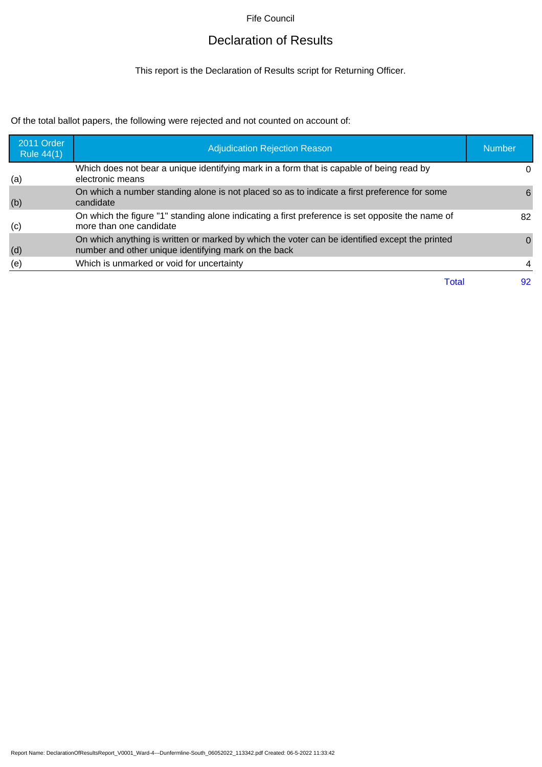Fife Council

# Declaration of Results

This report is the Declaration of Results script for Returning Officer.

Of the total ballot papers, the following were rejected and not counted on account of:

| 2011 Order Rule 44(1) | Adjudication Rejection Reason | Number |
|---|---|---|
| (a) | Which does not bear a unique identifying mark in a form that is capable of being read by electronic means | 0 |
| (b) | On which a number standing alone is not placed so as to indicate a first preference for some candidate | 6 |
| (c) | On which the figure "1" standing alone indicating a first preference is set opposite the name of more than one candidate | 82 |
| (d) | On which anything is written or marked by which the voter can be identified except the printed number and other unique identifying mark on the back | 0 |
| (e) | Which is unmarked or void for uncertainty | 4 |
| | Total | 92 |

Report Name: DeclarationOfResultsReport_V0001_Ward-4---Dunfermline-South_06052022_113342.pdf Created: 06-5-2022 11:33:42